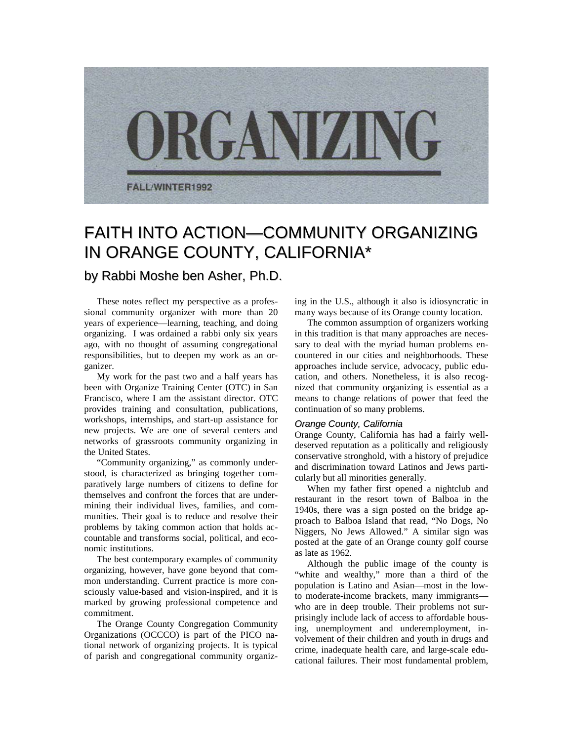# ORGANIZING

FALL/WINTER1992

# FAITH INTO ACTION—COMMUNITY ORGANIZING IN ORANGE COUNTY, CALIFORNIA*

## by Rabbi Moshe ben Asher, Ph.D.

These notes reflect my perspective as a professional community organizer with more than 20 years of experience—learning, teaching, and doing organizing. I was ordained a rabbi only six years ago, with no thought of assuming congregational responsibilities, but to deepen my work as an organizer.

My work for the past two and a half years has been with Organize Training Center (OTC) in San Francisco, where I am the assistant director. OTC provides training and consultation, publications, workshops, internships, and start-up assistance for new projects. We are one of several centers and networks of grassroots community organizing in the United States.

"Community organizing," as commonly understood, is characterized as bringing together comparatively large numbers of citizens to define for themselves and confront the forces that are undermining their individual lives, families, and communities. Their goal is to reduce and resolve their problems by taking common action that holds accountable and transforms social, political, and economic institutions.

The best contemporary examples of community organizing, however, have gone beyond that common understanding. Current practice is more consciously value-based and vision-inspired, and it is marked by growing professional competence and commitment.

The Orange County Congregation Community Organizations (OCCCO) is part of the PICO national network of organizing projects. It is typical of parish and congregational community organizing in the U.S., although it also is idiosyncratic in many ways because of its Orange county location.

The common assumption of organizers working in this tradition is that many approaches are necessary to deal with the myriad human problems encountered in our cities and neighborhoods. These approaches include service, advocacy, public education, and others. Nonetheless, it is also recognized that community organizing is essential as a means to change relations of power that feed the continuation of so many problems.

### *Orange County, California*

Orange County, California has had a fairly well-deserved reputation as a politically and religiously conservative stronghold, with a history of prejudice and discrimination toward Latinos and Jews particularly but all minorities generally.

When my father first opened a nightclub and restaurant in the resort town of Balboa in the 1940s, there was a sign posted on the bridge approach to Balboa Island that read, "No Dogs, No Niggers, No Jews Allowed." A similar sign was posted at the gate of an Orange county golf course as late as 1962.

Although the public image of the county is "white and wealthy," more than a third of the population is Latino and Asian—most in the low- to moderate-income brackets, many immigrants—who are in deep trouble. Their problems not surprisingly include lack of access to affordable housing, unemployment and underemployment, involvement of their children and youth in drugs and crime, inadequate health care, and large-scale educational failures. Their most fundamental problem,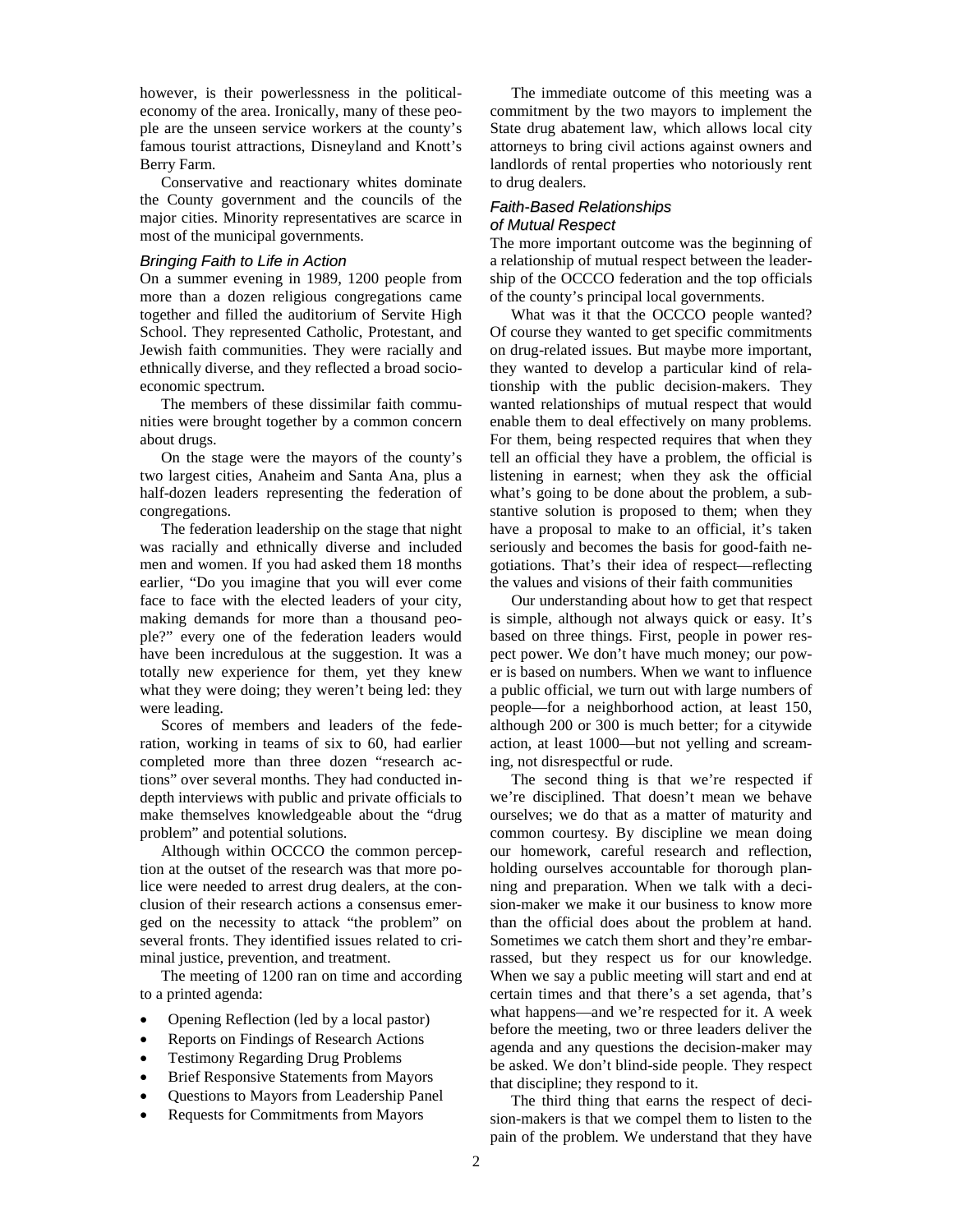however, is their powerlessness in the political-economy of the area. Ironically, many of these people are the unseen service workers at the county's famous tourist attractions, Disneyland and Knott's Berry Farm.

Conservative and reactionary whites dominate the County government and the councils of the major cities. Minority representatives are scarce in most of the municipal governments.

### *Bringing Faith to Life in Action*

On a summer evening in 1989, 1200 people from more than a dozen religious congregations came together and filled the auditorium of Servite High School. They represented Catholic, Protestant, and Jewish faith communities. They were racially and ethnically diverse, and they reflected a broad socio-economic spectrum.

The members of these dissimilar faith communities were brought together by a common concern about drugs.

On the stage were the mayors of the county's two largest cities, Anaheim and Santa Ana, plus a half-dozen leaders representing the federation of congregations.

The federation leadership on the stage that night was racially and ethnically diverse and included men and women. If you had asked them 18 months earlier, "Do you imagine that you will ever come face to face with the elected leaders of your city, making demands for more than a thousand people?" every one of the federation leaders would have been incredulous at the suggestion. It was a totally new experience for them, yet they knew what they were doing; they weren't being led: they were leading.

Scores of members and leaders of the federation, working in teams of six to 60, had earlier completed more than three dozen "research actions" over several months. They had conducted in-depth interviews with public and private officials to make themselves knowledgeable about the "drug problem" and potential solutions.

Although within OCCCO the common perception at the outset of the research was that more police were needed to arrest drug dealers, at the conclusion of their research actions a consensus emerged on the necessity to attack "the problem" on several fronts. They identified issues related to criminal justice, prevention, and treatment.

The meeting of 1200 ran on time and according to a printed agenda:

- Opening Reflection (led by a local pastor)
- Reports on Findings of Research Actions
- Testimony Regarding Drug Problems
- Brief Responsive Statements from Mayors
- Questions to Mayors from Leadership Panel
- Requests for Commitments from Mayors

The immediate outcome of this meeting was a commitment by the two mayors to implement the State drug abatement law, which allows local city attorneys to bring civil actions against owners and landlords of rental properties who notoriously rent to drug dealers.

### *Faith-Based Relationships of Mutual Respect*

The more important outcome was the beginning of a relationship of mutual respect between the leadership of the OCCCO federation and the top officials of the county's principal local governments.

What was it that the OCCCO people wanted? Of course they wanted to get specific commitments on drug-related issues. But maybe more important, they wanted to develop a particular kind of relationship with the public decision-makers. They wanted relationships of mutual respect that would enable them to deal effectively on many problems. For them, being respected requires that when they tell an official they have a problem, the official is listening in earnest; when they ask the official what's going to be done about the problem, a substantive solution is proposed to them; when they have a proposal to make to an official, it's taken seriously and becomes the basis for good-faith negotiations. That's their idea of respect—reflecting the values and visions of their faith communities

Our understanding about how to get that respect is simple, although not always quick or easy. It's based on three things. First, people in power respect power. We don't have much money; our power is based on numbers. When we want to influence a public official, we turn out with large numbers of people—for a neighborhood action, at least 150, although 200 or 300 is much better; for a citywide action, at least 1000—but not yelling and screaming, not disrespectful or rude.

The second thing is that we're respected if we're disciplined. That doesn't mean we behave ourselves; we do that as a matter of maturity and common courtesy. By discipline we mean doing our homework, careful research and reflection, holding ourselves accountable for thorough planning and preparation. When we talk with a decision-maker we make it our business to know more than the official does about the problem at hand. Sometimes we catch them short and they're embarrassed, but they respect us for our knowledge. When we say a public meeting will start and end at certain times and that there's a set agenda, that's what happens—and we're respected for it. A week before the meeting, two or three leaders deliver the agenda and any questions the decision-maker may be asked. We don't blind-side people. They respect that discipline; they respond to it.

The third thing that earns the respect of decision-makers is that we compel them to listen to the pain of the problem. We understand that they have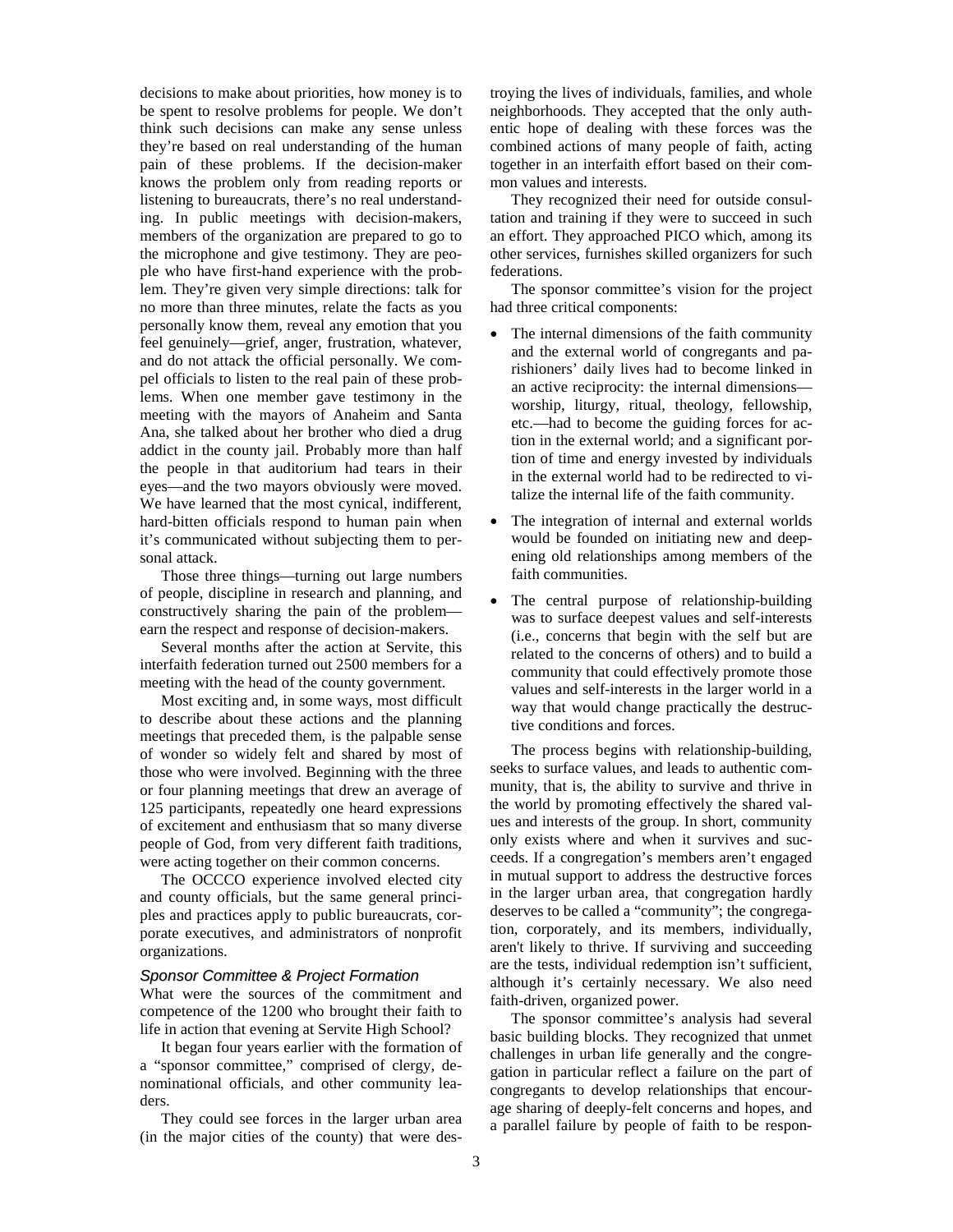decisions to make about priorities, how money is to be spent to resolve problems for people. We don't think such decisions can make any sense unless they're based on real understanding of the human pain of these problems. If the decision-maker knows the problem only from reading reports or listening to bureaucrats, there's no real understanding. In public meetings with decision-makers, members of the organization are prepared to go to the microphone and give testimony. They are people who have first-hand experience with the problem. They're given very simple directions: talk for no more than three minutes, relate the facts as you personally know them, reveal any emotion that you feel genuinely—grief, anger, frustration, whatever, and do not attack the official personally. We compel officials to listen to the real pain of these problems. When one member gave testimony in the meeting with the mayors of Anaheim and Santa Ana, she talked about her brother who died a drug addict in the county jail. Probably more than half the people in that auditorium had tears in their eyes—and the two mayors obviously were moved. We have learned that the most cynical, indifferent, hard-bitten officials respond to human pain when it's communicated without subjecting them to personal attack.

Those three things—turning out large numbers of people, discipline in research and planning, and constructively sharing the pain of the problem—earn the respect and response of decision-makers.

Several months after the action at Servite, this interfaith federation turned out 2500 members for a meeting with the head of the county government.

Most exciting and, in some ways, most difficult to describe about these actions and the planning meetings that preceded them, is the palpable sense of wonder so widely felt and shared by most of those who were involved. Beginning with the three or four planning meetings that drew an average of 125 participants, repeatedly one heard expressions of excitement and enthusiasm that so many diverse people of God, from very different faith traditions, were acting together on their common concerns.

The OCCCO experience involved elected city and county officials, but the same general principles and practices apply to public bureaucrats, corporate executives, and administrators of nonprofit organizations.

### *Sponsor Committee & Project Formation*

What were the sources of the commitment and competence of the 1200 who brought their faith to life in action that evening at Servite High School?

It began four years earlier with the formation of a "sponsor committee," comprised of clergy, denominational officials, and other community leaders.

They could see forces in the larger urban area (in the major cities of the county) that were destroying the lives of individuals, families, and whole neighborhoods. They accepted that the only authentic hope of dealing with these forces was the combined actions of many people of faith, acting together in an interfaith effort based on their common values and interests.

They recognized their need for outside consultation and training if they were to succeed in such an effort. They approached PICO which, among its other services, furnishes skilled organizers for such federations.

The sponsor committee's vision for the project had three critical components:

- The internal dimensions of the faith community and the external world of congregants and parishioners' daily lives had to become linked in an active reciprocity: the internal dimensions—worship, liturgy, ritual, theology, fellowship, etc.—had to become the guiding forces for action in the external world; and a significant portion of time and energy invested by individuals in the external world had to be redirected to vitalize the internal life of the faith community.
- The integration of internal and external worlds would be founded on initiating new and deepening old relationships among members of the faith communities.
- The central purpose of relationship-building was to surface deepest values and self-interests (i.e., concerns that begin with the self but are related to the concerns of others) and to build a community that could effectively promote those values and self-interests in the larger world in a way that would change practically the destructive conditions and forces.

The process begins with relationship-building, seeks to surface values, and leads to authentic community, that is, the ability to survive and thrive in the world by promoting effectively the shared values and interests of the group. In short, community only exists where and when it survives and succeeds. If a congregation's members aren't engaged in mutual support to address the destructive forces in the larger urban area, that congregation hardly deserves to be called a "community"; the congregation, corporately, and its members, individually, aren't likely to thrive. If surviving and succeeding are the tests, individual redemption isn't sufficient, although it's certainly necessary. We also need faith-driven, organized power.

The sponsor committee's analysis had several basic building blocks. They recognized that unmet challenges in urban life generally and the congregation in particular reflect a failure on the part of congregants to develop relationships that encourage sharing of deeply-felt concerns and hopes, and a parallel failure by people of faith to be respon-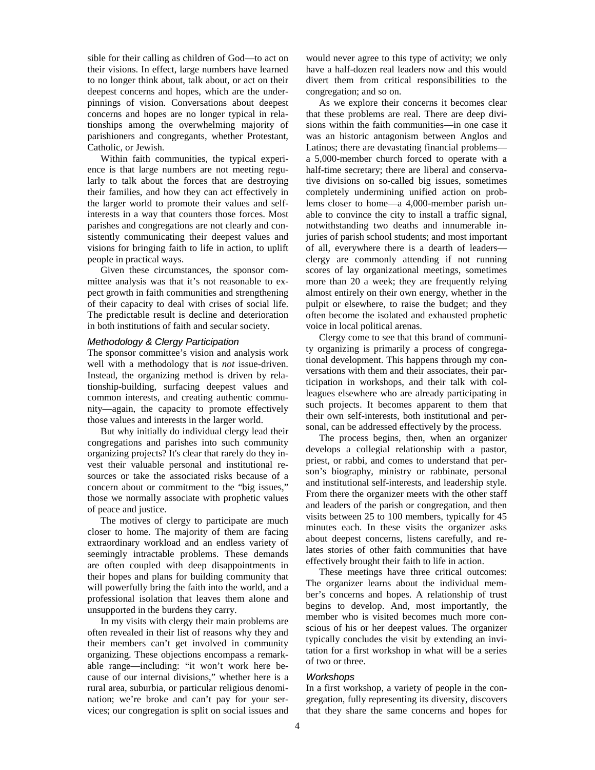sible for their calling as children of God—to act on their visions. In effect, large numbers have learned to no longer think about, talk about, or act on their deepest concerns and hopes, which are the underpinnings of vision. Conversations about deepest concerns and hopes are no longer typical in relationships among the overwhelming majority of parishioners and congregants, whether Protestant, Catholic, or Jewish.

Within faith communities, the typical experience is that large numbers are not meeting regularly to talk about the forces that are destroying their families, and how they can act effectively in the larger world to promote their values and self-interests in a way that counters those forces. Most parishes and congregations are not clearly and consistently communicating their deepest values and visions for bringing faith to life in action, to uplift people in practical ways.

Given these circumstances, the sponsor committee analysis was that it's not reasonable to expect growth in faith communities and strengthening of their capacity to deal with crises of social life. The predictable result is decline and deterioration in both institutions of faith and secular society.

### *Methodology & Clergy Participation*

The sponsor committee's vision and analysis work well with a methodology that is *not* issue-driven. Instead, the organizing method is driven by relationship-building, surfacing deepest values and common interests, and creating authentic community—again, the capacity to promote effectively those values and interests in the larger world.

But why initially do individual clergy lead their congregations and parishes into such community organizing projects? It's clear that rarely do they invest their valuable personal and institutional resources or take the associated risks because of a concern about or commitment to the "big issues," those we normally associate with prophetic values of peace and justice.

The motives of clergy to participate are much closer to home. The majority of them are facing extraordinary workload and an endless variety of seemingly intractable problems. These demands are often coupled with deep disappointments in their hopes and plans for building community that will powerfully bring the faith into the world, and a professional isolation that leaves them alone and unsupported in the burdens they carry.

In my visits with clergy their main problems are often revealed in their list of reasons why they and their members can't get involved in community organizing. These objections encompass a remarkable range—including: "it won't work here because of our internal divisions," whether here is a rural area, suburbia, or particular religious denomination; we're broke and can't pay for your services; our congregation is split on social issues and would never agree to this type of activity; we only have a half-dozen real leaders now and this would divert them from critical responsibilities to the congregation; and so on.

As we explore their concerns it becomes clear that these problems are real. There are deep divisions within the faith communities—in one case it was an historic antagonism between Anglos and Latinos; there are devastating financial problems—a 5,000-member church forced to operate with a half-time secretary; there are liberal and conservative divisions on so-called big issues, sometimes completely undermining unified action on problems closer to home—a 4,000-member parish unable to convince the city to install a traffic signal, notwithstanding two deaths and innumerable injuries of parish school students; and most important of all, everywhere there is a dearth of leaders—clergy are commonly attending if not running scores of lay organizational meetings, sometimes more than 20 a week; they are frequently relying almost entirely on their own energy, whether in the pulpit or elsewhere, to raise the budget; and they often become the isolated and exhausted prophetic voice in local political arenas.

Clergy come to see that this brand of community organizing is primarily a process of congregational development. This happens through my conversations with them and their associates, their participation in workshops, and their talk with colleagues elsewhere who are already participating in such projects. It becomes apparent to them that their own self-interests, both institutional and personal, can be addressed effectively by the process.

The process begins, then, when an organizer develops a collegial relationship with a pastor, priest, or rabbi, and comes to understand that person's biography, ministry or rabbinate, personal and institutional self-interests, and leadership style. From there the organizer meets with the other staff and leaders of the parish or congregation, and then visits between 25 to 100 members, typically for 45 minutes each. In these visits the organizer asks about deepest concerns, listens carefully, and relates stories of other faith communities that have effectively brought their faith to life in action.

These meetings have three critical outcomes: The organizer learns about the individual member's concerns and hopes. A relationship of trust begins to develop. And, most importantly, the member who is visited becomes much more conscious of his or her deepest values. The organizer typically concludes the visit by extending an invitation for a first workshop in what will be a series of two or three.

### *Workshops*

In a first workshop, a variety of people in the congregation, fully representing its diversity, discovers that they share the same concerns and hopes for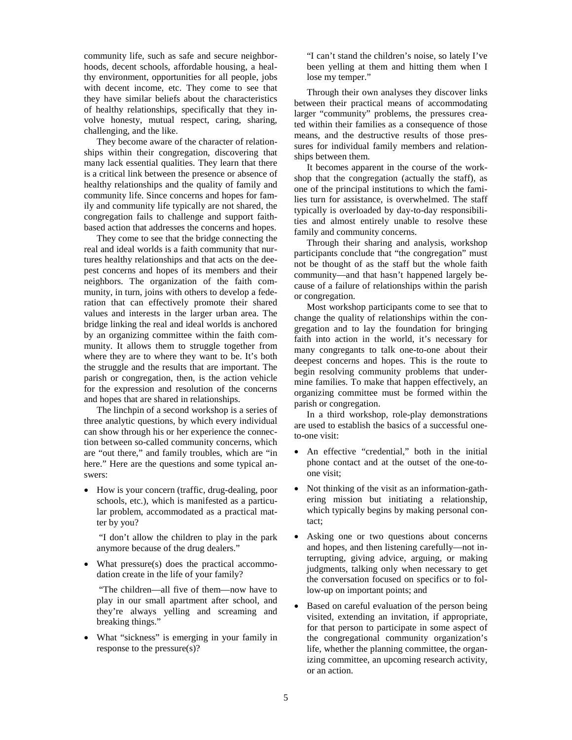community life, such as safe and secure neighborhoods, decent schools, affordable housing, a healthy environment, opportunities for all people, jobs with decent income, etc. They come to see that they have similar beliefs about the characteristics of healthy relationships, specifically that they involve honesty, mutual respect, caring, sharing, challenging, and the like.

They become aware of the character of relationships within their congregation, discovering that many lack essential qualities. They learn that there is a critical link between the presence or absence of healthy relationships and the quality of family and community life. Since concerns and hopes for family and community life typically are not shared, the congregation fails to challenge and support faith-based action that addresses the concerns and hopes.

They come to see that the bridge connecting the real and ideal worlds is a faith community that nurtures healthy relationships and that acts on the deepest concerns and hopes of its members and their neighbors. The organization of the faith community, in turn, joins with others to develop a federation that can effectively promote their shared values and interests in the larger urban area. The bridge linking the real and ideal worlds is anchored by an organizing committee within the faith community. It allows them to struggle together from where they are to where they want to be. It's both the struggle and the results that are important. The parish or congregation, then, is the action vehicle for the expression and resolution of the concerns and hopes that are shared in relationships.

The linchpin of a second workshop is a series of three analytic questions, by which every individual can show through his or her experience the connection between so-called community concerns, which are "out there," and family troubles, which are "in here." Here are the questions and some typical answers:

- How is your concern (traffic, drug-dealing, poor schools, etc.), which is manifested as a particular problem, accommodated as a practical matter by you?

  "I don't allow the children to play in the park anymore because of the drug dealers."

- What pressure(s) does the practical accommodation create in the life of your family?

  "The children—all five of them—now have to play in our small apartment after school, and they're always yelling and screaming and breaking things."

- What "sickness" is emerging in your family in response to the pressure(s)?

  "I can't stand the children's noise, so lately I've been yelling at them and hitting them when I lose my temper."

Through their own analyses they discover links between their practical means of accommodating larger "community" problems, the pressures created within their families as a consequence of those means, and the destructive results of those pressures for individual family members and relationships between them.

It becomes apparent in the course of the workshop that the congregation (actually the staff), as one of the principal institutions to which the families turn for assistance, is overwhelmed. The staff typically is overloaded by day-to-day responsibilities and almost entirely unable to resolve these family and community concerns.

Through their sharing and analysis, workshop participants conclude that "the congregation" must not be thought of as the staff but the whole faith community—and that hasn't happened largely because of a failure of relationships within the parish or congregation.

Most workshop participants come to see that to change the quality of relationships within the congregation and to lay the foundation for bringing faith into action in the world, it's necessary for many congregants to talk one-to-one about their deepest concerns and hopes. This is the route to begin resolving community problems that undermine families. To make that happen effectively, an organizing committee must be formed within the parish or congregation.

In a third workshop, role-play demonstrations are used to establish the basics of a successful one-to-one visit:

- An effective "credential," both in the initial phone contact and at the outset of the one-to-one visit;
- Not thinking of the visit as an information-gathering mission but initiating a relationship, which typically begins by making personal contact;
- Asking one or two questions about concerns and hopes, and then listening carefully—not interrupting, giving advice, arguing, or making judgments, talking only when necessary to get the conversation focused on specifics or to follow-up on important points; and
- Based on careful evaluation of the person being visited, extending an invitation, if appropriate, for that person to participate in some aspect of the congregational community organization's life, whether the planning committee, the organizing committee, an upcoming research activity, or an action.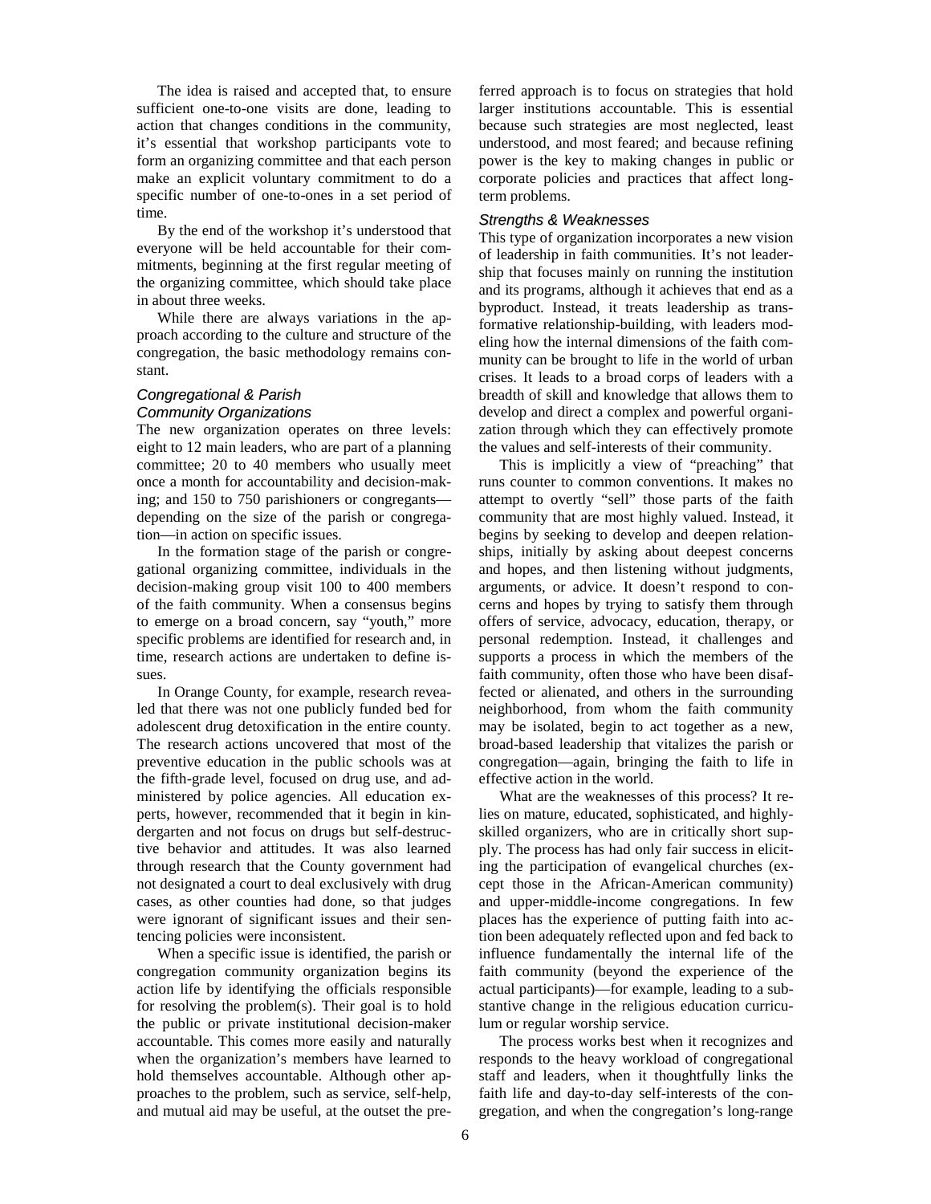The idea is raised and accepted that, to ensure sufficient one-to-one visits are done, leading to action that changes conditions in the community, it's essential that workshop participants vote to form an organizing committee and that each person make an explicit voluntary commitment to do a specific number of one-to-ones in a set period of time.

By the end of the workshop it's understood that everyone will be held accountable for their commitments, beginning at the first regular meeting of the organizing committee, which should take place in about three weeks.

While there are always variations in the approach according to the culture and structure of the congregation, the basic methodology remains constant.

### *Congregational & Parish Community Organizations*

The new organization operates on three levels: eight to 12 main leaders, who are part of a planning committee; 20 to 40 members who usually meet once a month for accountability and decision-making; and 150 to 750 parishioners or congregants—depending on the size of the parish or congregation—in action on specific issues.

In the formation stage of the parish or congregational organizing committee, individuals in the decision-making group visit 100 to 400 members of the faith community. When a consensus begins to emerge on a broad concern, say "youth," more specific problems are identified for research and, in time, research actions are undertaken to define issues.

In Orange County, for example, research revealed that there was not one publicly funded bed for adolescent drug detoxification in the entire county. The research actions uncovered that most of the preventive education in the public schools was at the fifth-grade level, focused on drug use, and administered by police agencies. All education experts, however, recommended that it begin in kindergarten and not focus on drugs but self-destructive behavior and attitudes. It was also learned through research that the County government had not designated a court to deal exclusively with drug cases, as other counties had done, so that judges were ignorant of significant issues and their sentencing policies were inconsistent.

When a specific issue is identified, the parish or congregation community organization begins its action life by identifying the officials responsible for resolving the problem(s). Their goal is to hold the public or private institutional decision-maker accountable. This comes more easily and naturally when the organization's members have learned to hold themselves accountable. Although other approaches to the problem, such as service, self-help, and mutual aid may be useful, at the outset the preferred approach is to focus on strategies that hold larger institutions accountable. This is essential because such strategies are most neglected, least understood, and most feared; and because refining power is the key to making changes in public or corporate policies and practices that affect long-term problems.

### *Strengths & Weaknesses*

This type of organization incorporates a new vision of leadership in faith communities. It's not leadership that focuses mainly on running the institution and its programs, although it achieves that end as a byproduct. Instead, it treats leadership as transformative relationship-building, with leaders modeling how the internal dimensions of the faith community can be brought to life in the world of urban crises. It leads to a broad corps of leaders with a breadth of skill and knowledge that allows them to develop and direct a complex and powerful organization through which they can effectively promote the values and self-interests of their community.

This is implicitly a view of "preaching" that runs counter to common conventions. It makes no attempt to overtly "sell" those parts of the faith community that are most highly valued. Instead, it begins by seeking to develop and deepen relationships, initially by asking about deepest concerns and hopes, and then listening without judgments, arguments, or advice. It doesn't respond to concerns and hopes by trying to satisfy them through offers of service, advocacy, education, therapy, or personal redemption. Instead, it challenges and supports a process in which the members of the faith community, often those who have been disaffected or alienated, and others in the surrounding neighborhood, from whom the faith community may be isolated, begin to act together as a new, broad-based leadership that vitalizes the parish or congregation—again, bringing the faith to life in effective action in the world.

What are the weaknesses of this process? It relies on mature, educated, sophisticated, and highly-skilled organizers, who are in critically short supply. The process has had only fair success in eliciting the participation of evangelical churches (except those in the African-American community) and upper-middle-income congregations. In few places has the experience of putting faith into action been adequately reflected upon and fed back to influence fundamentally the internal life of the faith community (beyond the experience of the actual participants)—for example, leading to a substantive change in the religious education curriculum or regular worship service.

The process works best when it recognizes and responds to the heavy workload of congregational staff and leaders, when it thoughtfully links the faith life and day-to-day self-interests of the congregation, and when the congregation's long-range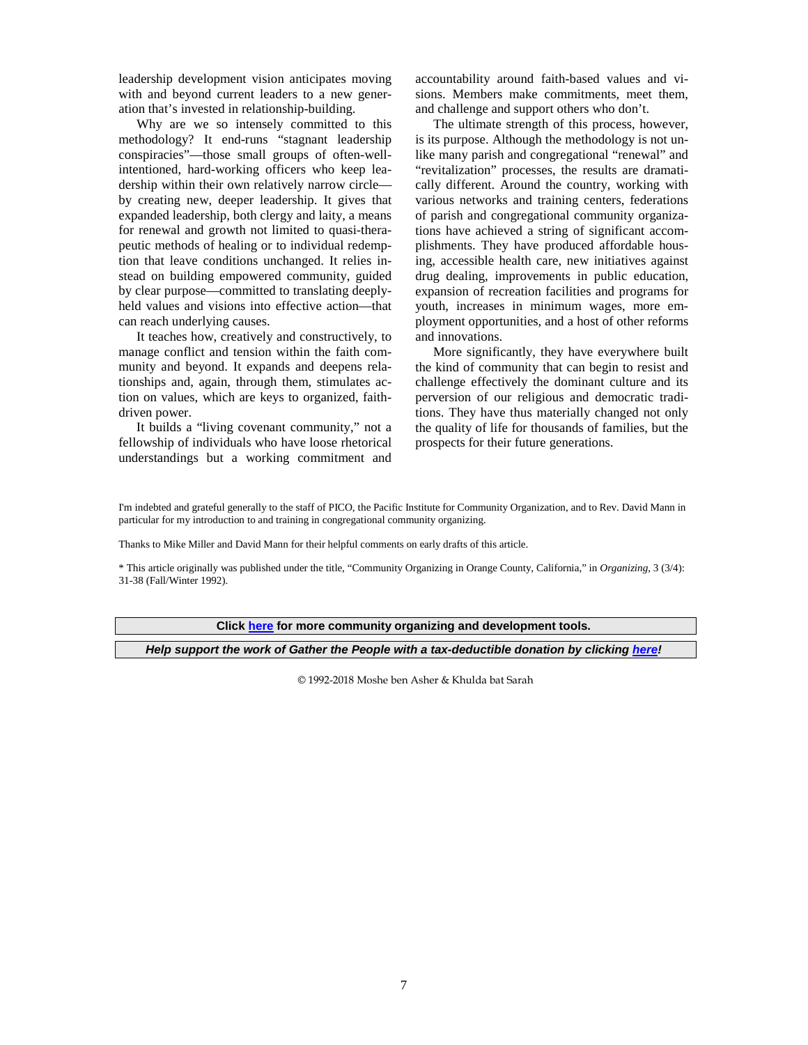leadership development vision anticipates moving with and beyond current leaders to a new generation that's invested in relationship-building.

Why are we so intensely committed to this methodology? It end-runs "stagnant leadership conspiracies"—those small groups of often-well-intentioned, hard-working officers who keep leadership within their own relatively narrow circle—by creating new, deeper leadership. It gives that expanded leadership, both clergy and laity, a means for renewal and growth not limited to quasi-therapeutic methods of healing or to individual redemption that leave conditions unchanged. It relies instead on building empowered community, guided by clear purpose—committed to translating deeply-held values and visions into effective action—that can reach underlying causes.

It teaches how, creatively and constructively, to manage conflict and tension within the faith community and beyond. It expands and deepens relationships and, again, through them, stimulates action on values, which are keys to organized, faith-driven power.

It builds a "living covenant community," not a fellowship of individuals who have loose rhetorical understandings but a working commitment and accountability around faith-based values and visions. Members make commitments, meet them, and challenge and support others who don't.

The ultimate strength of this process, however, is its purpose. Although the methodology is not unlike many parish and congregational "renewal" and "revitalization" processes, the results are dramatically different. Around the country, working with various networks and training centers, federations of parish and congregational community organizations have achieved a string of significant accomplishments. They have produced affordable housing, accessible health care, new initiatives against drug dealing, improvements in public education, expansion of recreation facilities and programs for youth, increases in minimum wages, more employment opportunities, and a host of other reforms and innovations.

More significantly, they have everywhere built the kind of community that can begin to resist and challenge effectively the dominant culture and its perversion of our religious and democratic traditions. They have thus materially changed not only the quality of life for thousands of families, but the prospects for their future generations.

I'm indebted and grateful generally to the staff of PICO, the Pacific Institute for Community Organization, and to Rev. David Mann in particular for my introduction to and training in congregational community organizing.

Thanks to Mike Miller and David Mann for their helpful comments on early drafts of this article.

* This article originally was published under the title, "Community Organizing in Orange County, California," in *Organizing*, 3 (3/4): 31-38 (Fall/Winter 1992).

**Click here for more community organizing and development tools.**

***Help support the work of Gather the People with a tax-deductible donation by clicking here!***

© 1992-2018 Moshe ben Asher & Khulda bat Sarah